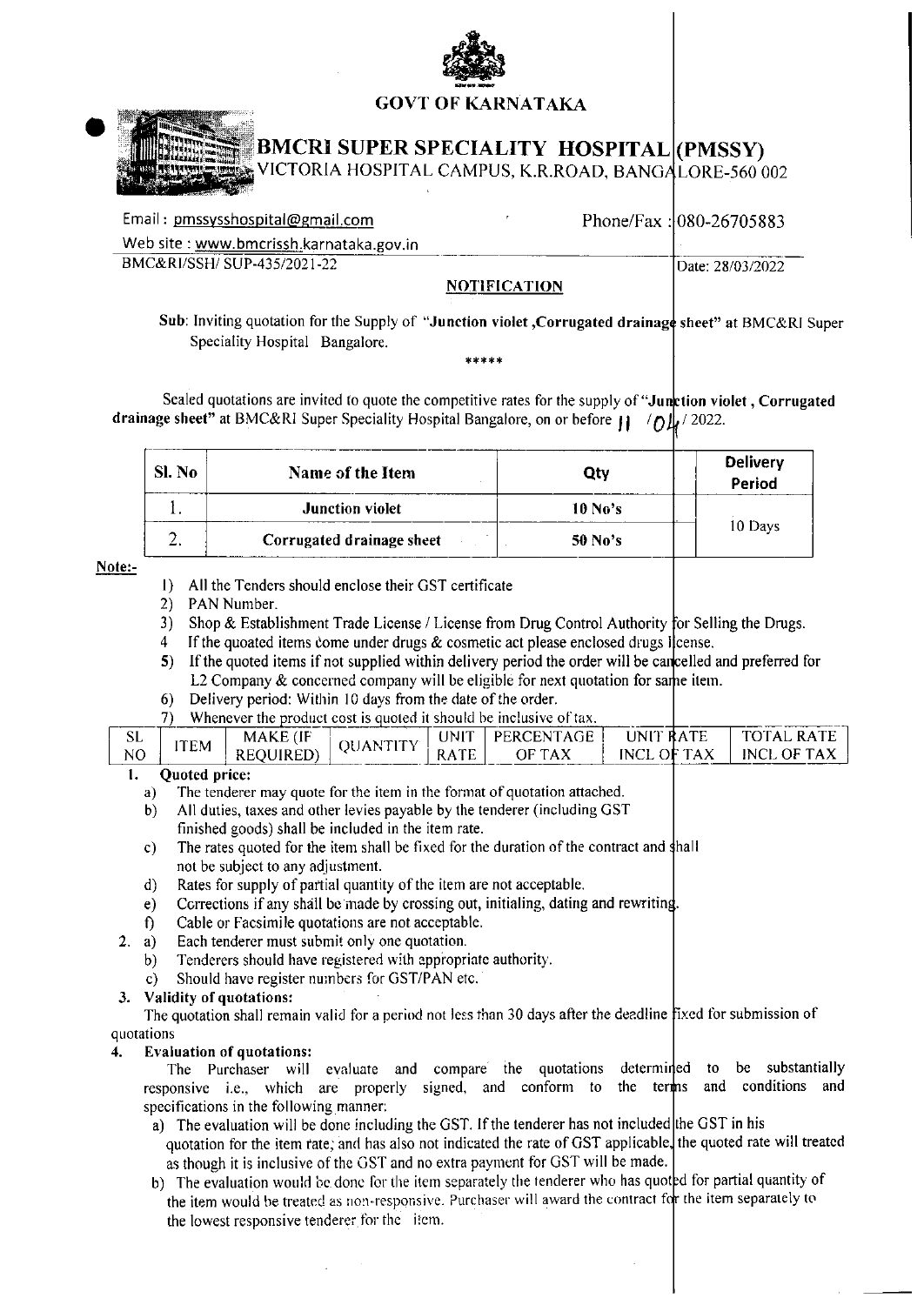# GOVT OF KARNATAKA

## BMCRI SUPER SPECIALITY HOSPITAL (PMSSY)

VICTORIA HOSPITAL CAMPUS, K.R.ROAD, BANGALORE-560 002

Email : pmssysshospital@gmail.com    Phone/Fax : 080-26705883

Web site : www.bmcrissh.karnataka.gov.in

BMC&RI/SSH/ SUP-435/2021-22    Date: 28/03/2022

### NOTIFICATION

**Sub:** Inviting quotation for the Supply of "**Junction violet ,Corrugated drainage sheet**" at BMC&RI Super Speciality Hospital Bangalore.

*****

Sealed quotations are invited to quote the competitive rates for the supply of "**Junction violet , Corrugated drainage sheet**" at BMC&RI Super Speciality Hospital Bangalore, on or before 11 /04 / 2022.

| Sl. No | Name of the Item | Qty | Delivery Period |
|---|---|---|---|
| 1. | **Junction violet** | **10 No's** | 10 Days |
| 2. | **Corrugated drainage sheet** | **50 No's** | |

**Note:-**

1) All the Tenders should enclose their GST certificate
2) PAN Number.
3) Shop & Establishment Trade License / License from Drug Control Authority for Selling the Drugs.
4 If the quoated items come under drugs & cosmetic act please enclosed drugs license.
5) If the quoted items if not supplied within delivery period the order will be cancelled and preferred for L2 Company & concerned company will be eligible for next quotation for same item.
6) Delivery period: Within 10 days from the date of the order.
7) Whenever the product cost is quoted it should be inclusive of tax.

| SL NO | ITEM | MAKE (IF REQUIRED) | QUANTITY | UNIT RATE | PERCENTAGE OF TAX | UNIT RATE INCL OF TAX | TOTAL RATE INCL OF TAX |
|---|---|---|---|---|---|---|---|

1. **Quoted price:**
   a) The tenderer may quote for the item in the format of quotation attached.
   b) All duties, taxes and other levies payable by the tenderer (including GST finished goods) shall be included in the item rate.
   c) The rates quoted for the item shall be fixed for the duration of the contract and shall not be subject to any adjustment.
   d) Rates for supply of partial quantity of the item are not acceptable.
   e) Corrections if any shall be made by crossing out, initialing, dating and rewriting.
   f) Cable or Facsimile quotations are not acceptable.
2. a) Each tenderer must submit only one quotation.
   b) Tenderers should have registered with appropriate authority.
   c) Should have register numbers for GST/PAN etc.
3. **Validity of quotations:**
   The quotation shall remain valid for a period not less than 30 days after the deadline fixed for submission of quotations
4. **Evaluation of quotations:**
   The Purchaser will evaluate and compare the quotations determined to be substantially responsive i.e., which are properly signed, and conform to the terms and conditions and specifications in the following manner:
   a) The evaluation will be done including the GST. If the tenderer has not included the GST in his quotation for the item rate, and has also not indicated the rate of GST applicable, the quoted rate will treated as though it is inclusive of the GST and no extra payment for GST will be made.
   b) The evaluation would be done for the item separately the tenderer who has quoted for partial quantity of the item would be treated as non-responsive. Purchaser will award the contract for the item separately to the lowest responsive tenderer for the item.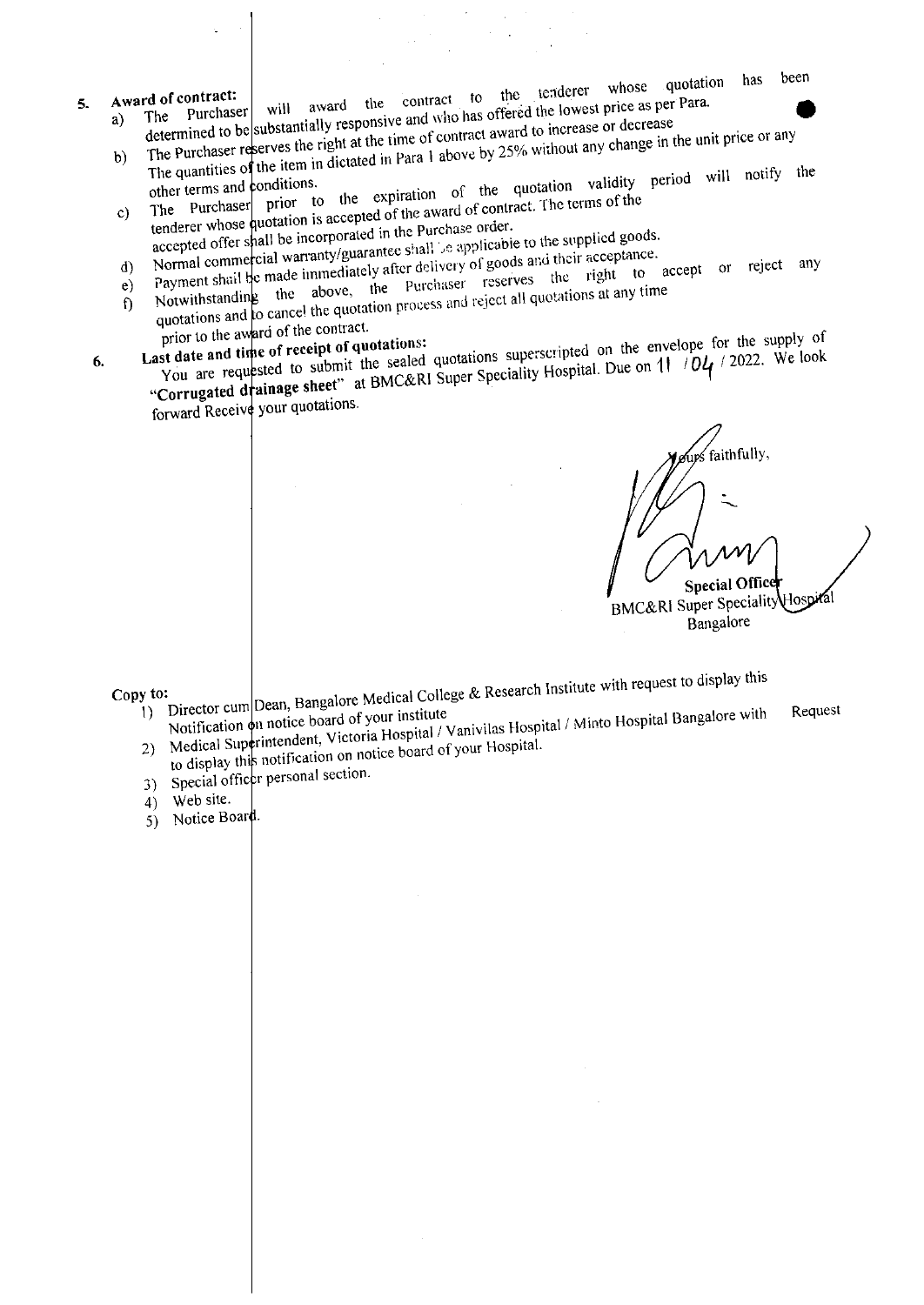5. **Award of contract:**
   a) The Purchaser will award the contract to the tenderer whose quotation has been determined to be substantially responsive and who has offered the lowest price as per Para.
   b) The Purchaser reserves the right at the time of contract award to increase or decrease The quantities of the item in dictated in Para 1 above by 25% without any change in the unit price or any other terms and conditions.
   c) The Purchaser prior to the expiration of the quotation validity period will notify the tenderer whose quotation is accepted of the award of contract. The terms of the accepted offer shall be incorporated in the Purchase order.
   d) Normal commercial warranty/guarantee shall be applicable to the supplied goods.
   e) Payment shall be made immediately after delivery of goods and their acceptance.
   f) Notwithstanding the above, the Purchaser reserves the right to accept or reject any quotations and to cancel the quotation process and reject all quotations at any time prior to the award of the contract.

6. **Last date and time of receipt of quotations:**
   You are requested to submit the sealed quotations superscripted on the envelope for the supply of **"Corrugated drainage sheet"** at BMC&RI Super Speciality Hospital. Due on 11 / 04 / 2022. We look forward Receive your quotations.

Yours faithfully,

**Special Officer**
BMC&RI Super Speciality Hospital
Bangalore

**Copy to:**
1) Director cum Dean, Bangalore Medical College & Research Institute with request to display this Notification on notice board of your institute
2) Medical Superintendent, Victoria Hospital / Vanivilas Hospital / Minto Hospital Bangalore with Request to display this notification on notice board of your Hospital.
3) Special officer personal section.
4) Web site.
5) Notice Board.